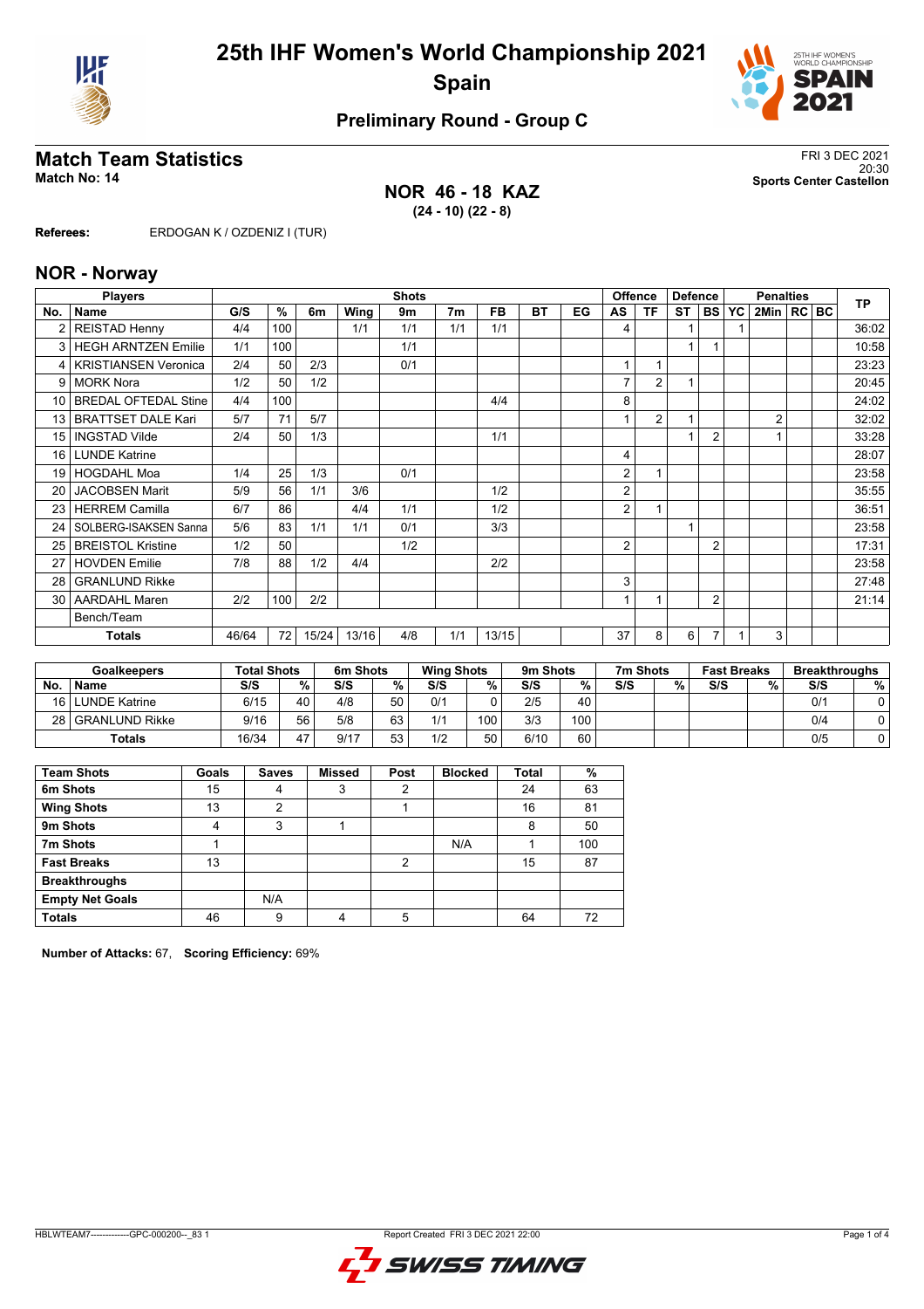# 25th IHF Women's World Championship 2021

## Spain

### Preliminary Round - Group C

## Match Team Statistics

**Match No: 14**

FRI 3 DEC 2021
20:30
**Sports Center Castellon**

**NOR 46 - 18 KAZ**
**(24 - 10) (22 - 8)**

**Referees:** ERDOGAN K / OZDENIZ I (TUR)

## NOR - Norway

| No. | Name | G/S | % | 6m | Wing | 9m | 7m | FB | BT | EG | AS | TF | ST | BS | YC | 2Min | RC | BC | TP |
|---|---|---|---|---|---|---|---|---|---|---|---|---|---|---|---|---|---|---|---|
| 2 | REISTAD Henny | 4/4 | 100 | | 1/1 | 1/1 | 1/1 | 1/1 | | | 4 | | 1 | | 1 | | | | 36:02 |
| 3 | HEGH ARNTZEN Emilie | 1/1 | 100 | | | 1/1 | | | | | | | 1 | 1 | | | | | 10:58 |
| 4 | KRISTIANSEN Veronica | 2/4 | 50 | 2/3 | | 0/1 | | | | | 1 | 1 | | | | | | | 23:23 |
| 9 | MORK Nora | 1/2 | 50 | 1/2 | | | | | | | 7 | 2 | 1 | | | | | | 20:45 |
| 10 | BREDAL OFTEDAL Stine | 4/4 | 100 | | | | | 4/4 | | | 8 | | | | | | | | 24:02 |
| 13 | BRATTSET DALE Kari | 5/7 | 71 | 5/7 | | | | | | | 1 | 2 | 1 | | | 2 | | | 32:02 |
| 15 | INGSTAD Vilde | 2/4 | 50 | 1/3 | | | | 1/1 | | | | | 1 | 2 | | 1 | | | 33:28 |
| 16 | LUNDE Katrine | | | | | | | | | | 4 | | | | | | | | 28:07 |
| 19 | HOGDAHL Moa | 1/4 | 25 | 1/3 | | 0/1 | | | | | 2 | 1 | | | | | | | 23:58 |
| 20 | JACOBSEN Marit | 5/9 | 56 | 1/1 | 3/6 | | | 1/2 | | | 2 | | | | | | | | 35:55 |
| 23 | HERREM Camilla | 6/7 | 86 | | 4/4 | 1/1 | | 1/2 | | | 2 | 1 | | | | | | | 36:51 |
| 24 | SOLBERG-ISAKSEN Sanna | 5/6 | 83 | 1/1 | 1/1 | 0/1 | | 3/3 | | | | | 1 | | | | | | 23:58 |
| 25 | BREISTOL Kristine | 1/2 | 50 | | | 1/2 | | | | | 2 | | | 2 | | | | | 17:31 |
| 27 | HOVDEN Emilie | 7/8 | 88 | 1/2 | 4/4 | | | 2/2 | | | | | | | | | | | 23:58 |
| 28 | GRANLUND Rikke | | | | | | | | | | 3 | | | | | | | | 27:48 |
| 30 | AARDAHL Maren | 2/2 | 100 | 2/2 | | | | | | | 1 | 1 | | 2 | | | | | 21:14 |
| | Bench/Team | | | | | | | | | | | | | | | | | | |
| | **Totals** | 46/64 | 72 | 15/24 | 13/16 | 4/8 | 1/1 | 13/15 | | | 37 | 8 | 6 | 7 | 1 | 3 | | | |

| No. | Goalkeepers Name | Total Shots S/S | % | 6m Shots S/S | % | Wing Shots S/S | % | 9m Shots S/S | % | 7m Shots S/S | % | Fast Breaks S/S | % | Breakthroughs S/S | % |
|---|---|---|---|---|---|---|---|---|---|---|---|---|---|---|---|
| 16 | LUNDE Katrine | 6/15 | 40 | 4/8 | 50 | 0/1 | 0 | 2/5 | 40 | | | | | 0/1 | 0 |
| 28 | GRANLUND Rikke | 9/16 | 56 | 5/8 | 63 | 1/1 | 100 | 3/3 | 100 | | | | | 0/4 | 0 |
| | **Totals** | 16/34 | 47 | 9/17 | 53 | 1/2 | 50 | 6/10 | 60 | | | | | 0/5 | 0 |

| Team Shots | Goals | Saves | Missed | Post | Blocked | Total | % |
|---|---|---|---|---|---|---|---|
| **6m Shots** | 15 | 4 | 3 | 2 | | 24 | 63 |
| **Wing Shots** | 13 | 2 | | 1 | | 16 | 81 |
| **9m Shots** | 4 | 3 | 1 | | | 8 | 50 |
| **7m Shots** | 1 | | | | N/A | 1 | 100 |
| **Fast Breaks** | 13 | | | 2 | | 15 | 87 |
| **Breakthroughs** | | | | | | | |
| **Empty Net Goals** | | N/A | | | | | |
| **Totals** | 46 | 9 | 4 | 5 | | 64 | 72 |

**Number of Attacks:** 67, **Scoring Efficiency:** 69%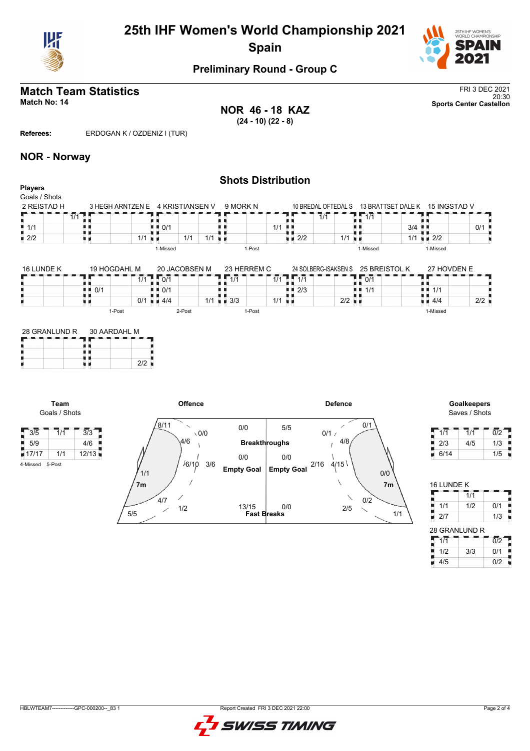# 25th IHF Women's World Championship 2021
## Spain

### Preliminary Round - Group C

## Match Team Statistics

**Match No: 14**

FRI 3 DEC 2021
20:30
Sports Center Castellon

**NOR 46 - 18 KAZ**
**(24 - 10) (22 - 8)**

**Referees:** ERDOGAN K / OZDENIZ I (TUR)

## NOR - Norway

### Shots Distribution

**Players**
Goals / Shots

**2 REISTAD H**

| | | |
|---|---|---|
| | | 1/1 |
| 1/1 | | |
| 2/2 | | |

**3 HEGH ARNTZEN E**

| | | |
|---|---|---|
| | | |
| | | |
| | | 1/1 |

**4 KRISTIANSEN V**

| | | |
|---|---|---|
| | | |
| 0/1 | | |
| | 1/1 | 1/1 |

1-Missed

**9 MORK N**

| | | |
|---|---|---|
| | | |
| | | 1/1 |
| | | |

1-Post

**10 BREDAL OFTEDAL S**

| | | |
|---|---|---|
| | 1/1 | |
| | | |
| 2/2 | | 1/1 |

**13 BRATTSET DALE K**

| | | |
|---|---|---|
| 1/1 | | |
| | | 3/4 |
| | | 1/1 |

1-Missed

**15 INGSTAD V**

| | | |
|---|---|---|
| | | |
| | | 0/1 |
| 2/2 | | |

1-Missed

**16 LUNDE K**

| | | |
|---|---|---|
| | | |
| | | |
| | | |

**19 HOGDAHL M**

| | | |
|---|---|---|
| | | 1/1 |
| 0/1 | | |
| | | 0/1 |

1-Post

**20 JACOBSEN M**

| | | |
|---|---|---|
| 0/1 | | |
| 0/1 | | |
| 4/4 | | 1/1 |

2-Post

**23 HERREM C**

| | | |
|---|---|---|
| 1/1 | | 1/1 |
| | | |
| 3/3 | | 1/1 |

1-Post

**24 SOLBERG-ISAKSEN S**

| | | |
|---|---|---|
| 1/1 | | |
| 2/3 | | |
| | | 2/2 |

**25 BREISTOL K**

| | | |
|---|---|---|
| 0/1 | | |
| 1/1 | | |
| | | |

**27 HOVDEN E**

| | | |
|---|---|---|
| | | |
| 1/1 | | |
| 4/4 | | 2/2 |

1-Missed

**28 GRANLUND R**

| | | |
|---|---|---|
| | | |
| | | |
| | | |

**30 AARDAHL M**

| | | |
|---|---|---|
| | | |
| | | |
| | | 2/2 |

**Team**
Goals / Shots

| | | |
|---|---|---|
| 3/5 | 1/1 | 3/3 |
| 5/9 | | 4/6 |
| 17/17 | 1/1 | 12/13 |

4-Missed 5-Post

**Offence**

| Zone | Goals / Shots |
|---|---|
| Left wing | 8/11 |
| Left 9m | 4/6 |
| Left 6m | 0/0 |
| Centre 9m | 6/10 |
| Centre 6m | 3/6 |
| 7m | 1/1 |
| Left back | 4/7 |
| Right 6m | 1/2 |
| Right wing | 5/5 |
| Breakthroughs | 0/0 |
| Empty Goal | 0/0 |
| Fast Breaks | 13/15 |

**Defence**

| Zone | Goals / Shots |
|---|---|
| Breakthroughs | 5/5 |
| Empty Goal | 0/0 |
| Fast Breaks | 0/0 |
| Wing | 0/1 |
| | 0/1 |
| 9m | 4/8 |
| 6m | 2/16 |
| 9m | 4/15 |
| 7m | 0/0 |
| | 0/2 |
| | 2/5 |
| Wing | 1/1 |

**Goalkeepers**
Saves / Shots

| | | |
|---|---|---|
| 1/1 | 1/1 | 0/2 |
| 2/3 | 4/5 | 1/3 |
| 6/14 | | 1/5 |

**16 LUNDE K**

| | | |
|---|---|---|
| | 1/1 | |
| 1/1 | 1/2 | 0/1 |
| 2/7 | | 1/3 |

**28 GRANLUND R**

| | | |
|---|---|---|
| 1/1 | | 0/2 |
| 1/2 | 3/3 | 0/1 |
| 4/5 | | 0/2 |

HBLWTEAM7--------------GPC-000200--_83 1 Report Created FRI 3 DEC 2021 22:00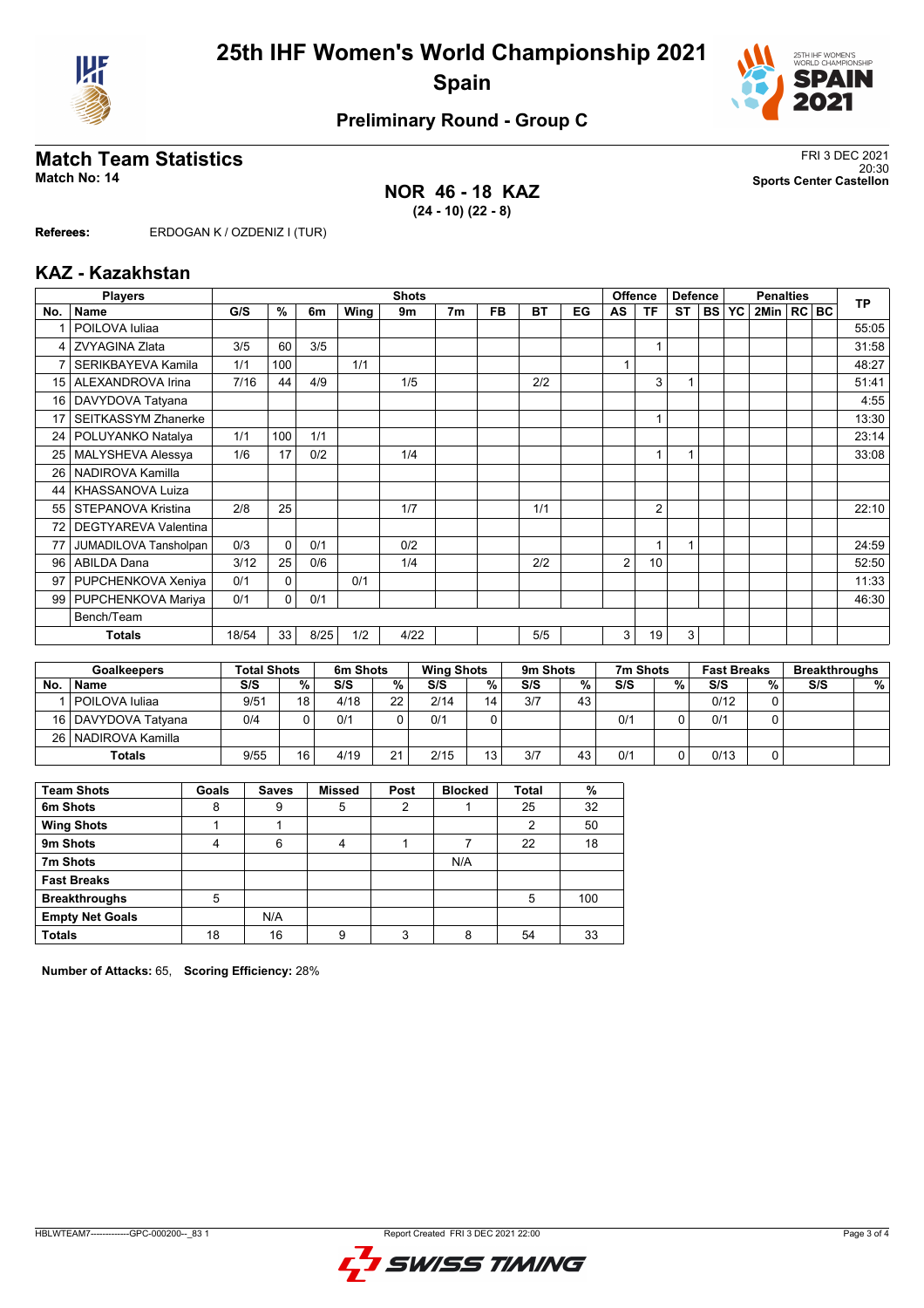# 25th IHF Women's World Championship 2021

## Spain

### Preliminary Round - Group C

## Match Team Statistics

**Match No: 14**

FRI 3 DEC 2021
20:30
**Sports Center Castellon**

**NOR 46 - 18 KAZ**
**(24 - 10) (22 - 8)**

**Referees:** ERDOGAN K / OZDENIZ I (TUR)

## KAZ - Kazakhstan

| Players | | Shots | | | | | | | | | Offence | | Defence | | Penalties | | | | | TP |
|---|---|---|---|---|---|---|---|---|---|---|---|---|---|---|---|---|---|---|---|---|
| No. | Name | G/S | % | 6m | Wing | 9m | 7m | FB | BT | EG | AS | TF | ST | BS | YC | 2Min | RC | BC | | |
| 1 | POILOVA Iuliaa | | | | | | | | | | | | | | | | | | | 55:05 |
| 4 | ZVYAGINA Zlata | 3/5 | 60 | 3/5 | | | | | | | | 1 | | | | | | | | 31:58 |
| 7 | SERIKBAYEVA Kamila | 1/1 | 100 | | 1/1 | | | | | | 1 | | | | | | | | | 48:27 |
| 15 | ALEXANDROVA Irina | 7/16 | 44 | 4/9 | | 1/5 | | | 2/2 | | | 3 | 1 | | | | | | | 51:41 |
| 16 | DAVYDOVA Tatyana | | | | | | | | | | | | | | | | | | | 4:55 |
| 17 | SEITKASSYM Zhanerke | | | | | | | | | | | 1 | | | | | | | | 13:30 |
| 24 | POLUYANKO Natalya | 1/1 | 100 | 1/1 | | | | | | | | | | | | | | | | 23:14 |
| 25 | MALYSHEVA Alessya | 1/6 | 17 | 0/2 | | 1/4 | | | | | | 1 | 1 | | | | | | | 33:08 |
| 26 | NADIROVA Kamilla | | | | | | | | | | | | | | | | | | | |
| 44 | KHASSANOVA Luiza | | | | | | | | | | | | | | | | | | | |
| 55 | STEPANOVA Kristina | 2/8 | 25 | | | 1/7 | | | 1/1 | | | 2 | | | | | | | | 22:10 |
| 72 | DEGTYAREVA Valentina | | | | | | | | | | | | | | | | | | | |
| 77 | JUMADILOVA Tansholpan | 0/3 | 0 | 0/1 | | 0/2 | | | | | | 1 | 1 | | | | | | | 24:59 |
| 96 | ABILDA Dana | 3/12 | 25 | 0/6 | | 1/4 | | | 2/2 | | 2 | 10 | | | | | | | | 52:50 |
| 97 | PUPCHENKOVA Xeniya | 0/1 | 0 | | 0/1 | | | | | | | | | | | | | | | 11:33 |
| 99 | PUPCHENKOVA Mariya | 0/1 | 0 | 0/1 | | | | | | | | | | | | | | | | 46:30 |
| | Bench/Team | | | | | | | | | | | | | | | | | | | |
| | **Totals** | 18/54 | 33 | 8/25 | 1/2 | 4/22 | | | 5/5 | | 3 | 19 | 3 | | | | | | | |

| Goalkeepers | | Total Shots | | 6m Shots | | Wing Shots | | 9m Shots | | 7m Shots | | Fast Breaks | | Breakthroughs | |
|---|---|---|---|---|---|---|---|---|---|---|---|---|---|---|---|
| No. | Name | S/S | % | S/S | % | S/S | % | S/S | % | S/S | % | S/S | % | S/S | % |
| 1 | POILOVA Iuliaa | 9/51 | 18 | 4/18 | 22 | 2/14 | 14 | 3/7 | 43 | | | 0/12 | 0 | | |
| 16 | DAVYDOVA Tatyana | 0/4 | 0 | 0/1 | 0 | 0/1 | 0 | | | 0/1 | 0 | 0/1 | 0 | | |
| 26 | NADIROVA Kamilla | | | | | | | | | | | | | | |
| | **Totals** | 9/55 | 16 | 4/19 | 21 | 2/15 | 13 | 3/7 | 43 | 0/1 | 0 | 0/13 | 0 | | |

| Team Shots | Goals | Saves | Missed | Post | Blocked | Total | % |
|---|---|---|---|---|---|---|---|
| 6m Shots | 8 | 9 | 5 | 2 | 1 | 25 | 32 |
| Wing Shots | 1 | 1 | | | | 2 | 50 |
| 9m Shots | 4 | 6 | 4 | 1 | 7 | 22 | 18 |
| 7m Shots | | | | | N/A | | |
| Fast Breaks | | | | | | | |
| Breakthroughs | 5 | | | | | 5 | 100 |
| Empty Net Goals | | N/A | | | | | |
| **Totals** | 18 | 16 | 9 | 3 | 8 | 54 | 33 |

**Number of Attacks:** 65, **Scoring Efficiency:** 28%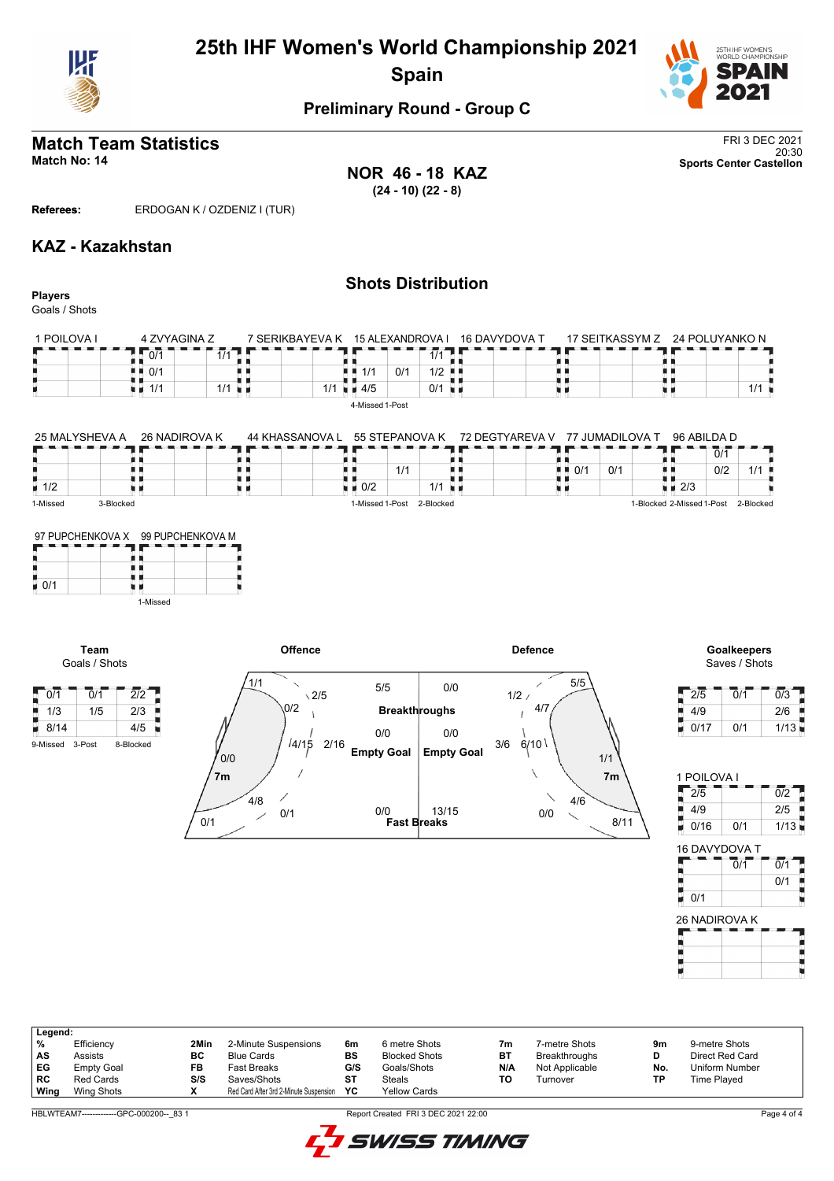# 25th IHF Women's World Championship 2021
## Spain

### Preliminary Round - Group C

## Match Team Statistics

**Match No: 14**

FRI 3 DEC 2021
20:30
**Sports Center Castellon**

**NOR 46 - 18 KAZ**
**(24 - 10) (22 - 8)**

**Referees:** ERDOGAN K / OZDENIZ I (TUR)

## KAZ - Kazakhstan

### Shots Distribution

**Players**
Goals / Shots

1 POILOVA I

4 ZVYAGINA Z
0/1 1/1
0/1
1/1 1/1

7 SERIKBAYEVA K
1/1

15 ALEXANDROVA I
1/1
1/1 0/1 1/2
4/5 0/1
4-Missed 1-Post

16 DAVYDOVA T

17 SEITKASSYM Z

24 POLUYANKO N
1/1

25 MALYSHEVA A
1/2
1-Missed 3-Blocked

26 NADIROVA K

44 KHASSANOVA L

55 STEPANOVA K
1/1
0/2 1/1
1-Missed 1-Post 2-Blocked

72 DEGTYAREVA V

77 JUMADILOVA T
0/1 0/1

96 ABILDA D
0/1
0/2 1/1
2/3
1-Blocked 2-Missed 1-Post 2-Blocked

97 PUPCHENKOVA X
0/1

99 PUPCHENKOVA M
1-Missed

**Team**
Goals / Shots

| | | |
|---|---|---|
| 0/1 | 0/1 | 2/2 |
| 1/3 | 1/5 | 2/3 |
| 8/14 | | 4/5 |

9-Missed 3-Post 8-Blocked

**Offence**

1/1
2/5
0/2
4/15 2/16
0/0
7m
4/8
0/1
0/1

5/5 0/0
Breakthroughs
0/0 0/0
Empty Goal Empty Goal
0/0 13/15
Fast Breaks

**Defence**

1/2
5/5
4/7
3/6 6/10
1/1
7m
4/6
0/0
8/11

**Goalkeepers**
Saves / Shots

| | | |
|---|---|---|
| 2/5 | 0/1 | 0/3 |
| 4/9 | | 2/6 |
| 0/17 | 0/1 | 1/13 |

1 POILOVA I

| | | |
|---|---|---|
| 2/5 | | 0/2 |
| 4/9 | | 2/5 |
| 0/16 | 0/1 | 1/13 |

16 DAVYDOVA T

| | | |
|---|---|---|
| | 0/1 | 0/1 |
| | | 0/1 |
| 0/1 | | |

26 NADIROVA K

| Legend: | | | | | | | | | |
|---|---|---|---|---|---|---|---|---|---|
| % | Efficiency | 2Min | 2-Minute Suspensions | 6m | 6 metre Shots | 7m | 7-metre Shots | 9m | 9-metre Shots |
| AS | Assists | BC | Blue Cards | BS | Blocked Shots | BT | Breakthroughs | D | Direct Red Card |
| EG | Empty Goal | FB | Fast Breaks | G/S | Goals/Shots | N/A | Not Applicable | No. | Uniform Number |
| RC | Red Cards | S/S | Saves/Shots | ST | Steals | TO | Turnover | TP | Time Played |
| Wing | Wing Shots | X | Red Card After 3rd 2-Minute Suspension | YC | Yellow Cards | | | | |

HBLWTEAM7--------------GPC-000200--_83 1    Report Created FRI 3 DEC 2021 22:00